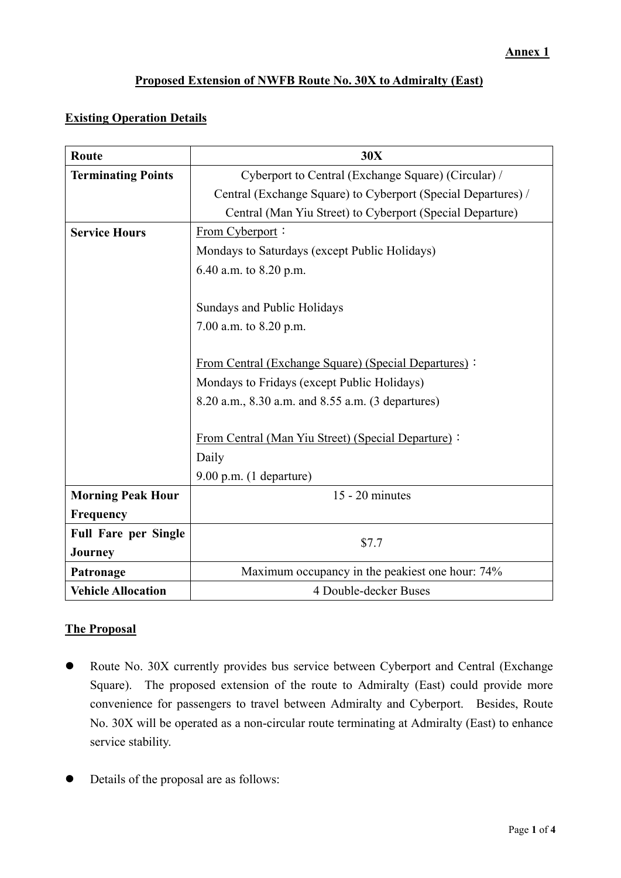**Annex 1**

## Proposed Extension of NWFB Route No. 30X to Admiralty (East)

### Existing Operation Details

| Route | 30X |
|---|---|
| **Terminating Points** | Cyberport to Central (Exchange Square) (Circular) / Central (Exchange Square) to Cyberport (Special Departures) / Central (Man Yiu Street) to Cyberport (Special Departure) |
| **Service Hours** | From Cyberport：<br>Mondays to Saturdays (except Public Holidays)<br>6.40 a.m. to 8.20 p.m.<br><br>Sundays and Public Holidays<br>7.00 a.m. to 8.20 p.m.<br><br>From Central (Exchange Square) (Special Departures)：<br>Mondays to Fridays (except Public Holidays)<br>8.20 a.m., 8.30 a.m. and 8.55 a.m. (3 departures)<br><br>From Central (Man Yiu Street) (Special Departure)：<br>Daily<br>9.00 p.m. (1 departure) |
| **Morning Peak Hour Frequency** | 15 - 20 minutes |
| **Full Fare per Single Journey** | $7.7 |
| **Patronage** | Maximum occupancy in the peakiest one hour: 74% |
| **Vehicle Allocation** | 4 Double-decker Buses |

### The Proposal

- Route No. 30X currently provides bus service between Cyberport and Central (Exchange Square). The proposed extension of the route to Admiralty (East) could provide more convenience for passengers to travel between Admiralty and Cyberport. Besides, Route No. 30X will be operated as a non-circular route terminating at Admiralty (East) to enhance service stability.

- Details of the proposal are as follows: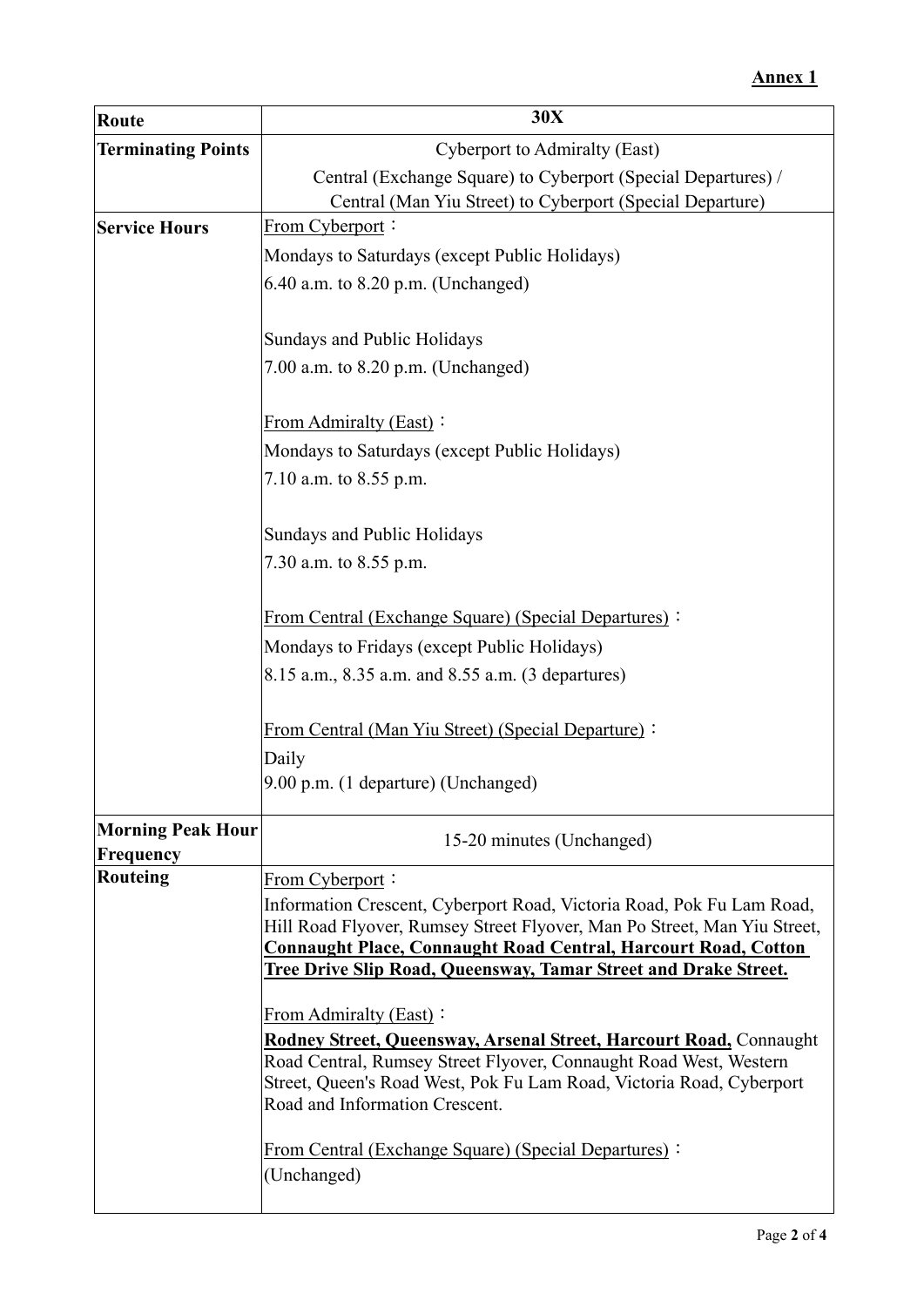**Annex 1**

| Route | 30X |
|---|---|
| **Terminating Points** | Cyberport to Admiralty (East)<br>Central (Exchange Square) to Cyberport (Special Departures) /<br>Central (Man Yiu Street) to Cyberport (Special Departure) |
| **Service Hours** | <u>From Cyberport</u>：<br>Mondays to Saturdays (except Public Holidays)<br>6.40 a.m. to 8.20 p.m. (Unchanged)<br><br>Sundays and Public Holidays<br>7.00 a.m. to 8.20 p.m. (Unchanged)<br><br><u>From Admiralty (East)</u>：<br>Mondays to Saturdays (except Public Holidays)<br>7.10 a.m. to 8.55 p.m.<br><br>Sundays and Public Holidays<br>7.30 a.m. to 8.55 p.m.<br><br><u>From Central (Exchange Square) (Special Departures)</u>：<br>Mondays to Fridays (except Public Holidays)<br>8.15 a.m., 8.35 a.m. and 8.55 a.m. (3 departures)<br><br><u>From Central (Man Yiu Street) (Special Departure)</u>：<br>Daily<br>9.00 p.m. (1 departure) (Unchanged) |
| **Morning Peak Hour Frequency** | 15-20 minutes (Unchanged) |
| **Routeing** | <u>From Cyberport</u>：<br>Information Crescent, Cyberport Road, Victoria Road, Pok Fu Lam Road, Hill Road Flyover, Rumsey Street Flyover, Man Po Street, Man Yiu Street, **<u>Connaught Place, Connaught Road Central, Harcourt Road, Cotton Tree Drive Slip Road, Queensway, Tamar Street and Drake Street.</u>**<br><br><u>From Admiralty (East)</u>：<br>**<u>Rodney Street, Queensway, Arsenal Street, Harcourt Road,</u>** Connaught Road Central, Rumsey Street Flyover, Connaught Road West, Western Street, Queen's Road West, Pok Fu Lam Road, Victoria Road, Cyberport Road and Information Crescent.<br><br><u>From Central (Exchange Square) (Special Departures)</u>：<br>(Unchanged) |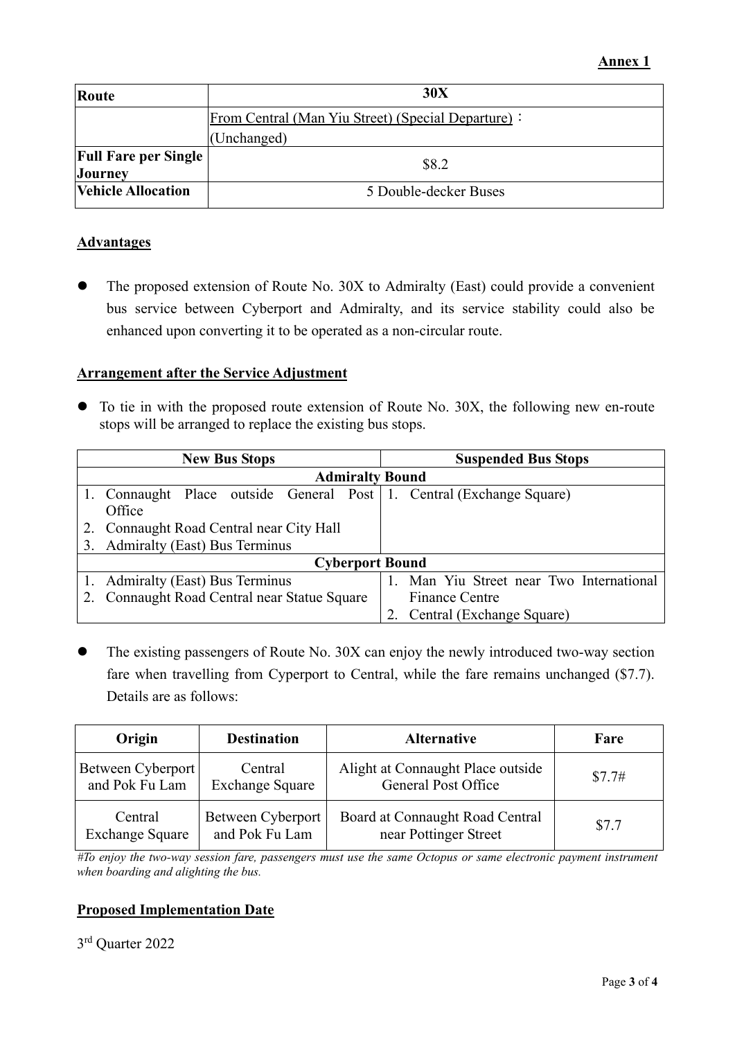**Annex 1**

| Route | 30X |
|---|---|
| | From Central (Man Yiu Street) (Special Departure)： (Unchanged) |
| **Full Fare per Single Journey** | $8.2 |
| **Vehicle Allocation** | 5 Double-decker Buses |

## Advantages

- The proposed extension of Route No. 30X to Admiralty (East) could provide a convenient bus service between Cyberport and Admiralty, and its service stability could also be enhanced upon converting it to be operated as a non-circular route.

## Arrangement after the Service Adjustment

- To tie in with the proposed route extension of Route No. 30X, the following new en-route stops will be arranged to replace the existing bus stops.

| New Bus Stops | Suspended Bus Stops |
|---|---|
| **Admiralty Bound** | |
| 1. Connaught Place outside General Post Office<br>2. Connaught Road Central near City Hall<br>3. Admiralty (East) Bus Terminus | 1. Central (Exchange Square) |
| **Cyberport Bound** | |
| 1. Admiralty (East) Bus Terminus<br>2. Connaught Road Central near Statue Square | 1. Man Yiu Street near Two International Finance Centre<br>2. Central (Exchange Square) |

- The existing passengers of Route No. 30X can enjoy the newly introduced two-way section fare when travelling from Cyperport to Central, while the fare remains unchanged ($7.7). Details are as follows:

| Origin | Destination | Alternative | Fare |
|---|---|---|---|
| Between Cyberport and Pok Fu Lam | Central Exchange Square | Alight at Connaught Place outside General Post Office | $7.7# |
| Central Exchange Square | Between Cyberport and Pok Fu Lam | Board at Connaught Road Central near Pottinger Street | $7.7 |

*#To enjoy the two-way session fare, passengers must use the same Octopus or same electronic payment instrument when boarding and alighting the bus.*

## Proposed Implementation Date

3rd Quarter 2022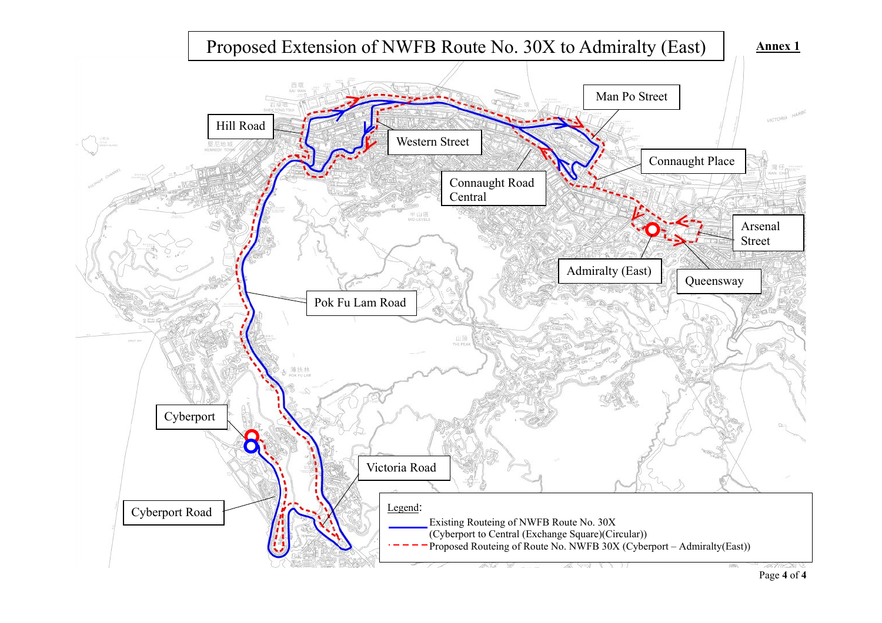# Proposed Extension of NWFB Route No. 30X to Admiralty (East)

**Annex 1**

Man Po Street

Hill Road

Western Street

Connaught Place

Connaught Road Central

Arsenal Street

Admiralty (East)

Queensway

Pok Fu Lam Road

Cyberport

Victoria Road

Cyberport Road

Legend:

Existing Routeing of NWFB Route No. 30X (Cyberport to Central (Exchange Square)(Circular))

Proposed Routeing of Route No. NWFB 30X (Cyberport – Admiralty(East))